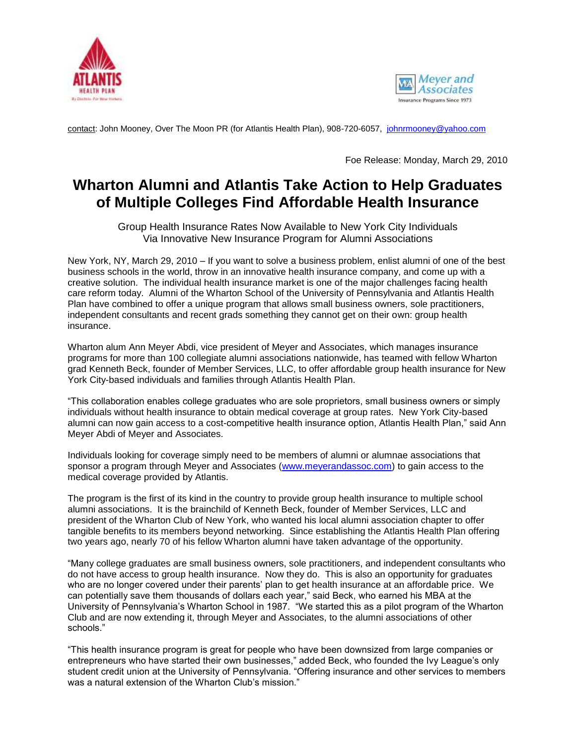contact: John Mooney, Over The Moon PR (for Atlantis Health Plan), 908-720-6057, johnrmooney@yahoo.com

Foe Release: Monday, March 29, 2010

# Wharton Alumni and Atlantis Take Action to Help Graduates of Multiple Colleges Find Affordable Health Insurance

Group Health Insurance Rates Now Available to New York City Individuals Via Innovative New Insurance Program for Alumni Associations

New York, NY, March 29, 2010 – If you want to solve a business problem, enlist alumni of one of the best business schools in the world, throw in an innovative health insurance company, and come up with a creative solution. The individual health insurance market is one of the major challenges facing health care reform today. Alumni of the Wharton School of the University of Pennsylvania and Atlantis Health Plan have combined to offer a unique program that allows small business owners, sole practitioners, independent consultants and recent grads something they cannot get on their own: group health insurance.

Wharton alum Ann Meyer Abdi, vice president of Meyer and Associates, which manages insurance programs for more than 100 collegiate alumni associations nationwide, has teamed with fellow Wharton grad Kenneth Beck, founder of Member Services, LLC, to offer affordable group health insurance for New York City-based individuals and families through Atlantis Health Plan.

"This collaboration enables college graduates who are sole proprietors, small business owners or simply individuals without health insurance to obtain medical coverage at group rates. New York City-based alumni can now gain access to a cost-competitive health insurance option, Atlantis Health Plan," said Ann Meyer Abdi of Meyer and Associates.

Individuals looking for coverage simply need to be members of alumni or alumnae associations that sponsor a program through Meyer and Associates (www.meyerandassoc.com) to gain access to the medical coverage provided by Atlantis.

The program is the first of its kind in the country to provide group health insurance to multiple school alumni associations. It is the brainchild of Kenneth Beck, founder of Member Services, LLC and president of the Wharton Club of New York, who wanted his local alumni association chapter to offer tangible benefits to its members beyond networking. Since establishing the Atlantis Health Plan offering two years ago, nearly 70 of his fellow Wharton alumni have taken advantage of the opportunity.

"Many college graduates are small business owners, sole practitioners, and independent consultants who do not have access to group health insurance. Now they do. This is also an opportunity for graduates who are no longer covered under their parents' plan to get health insurance at an affordable price. We can potentially save them thousands of dollars each year," said Beck, who earned his MBA at the University of Pennsylvania's Wharton School in 1987. "We started this as a pilot program of the Wharton Club and are now extending it, through Meyer and Associates, to the alumni associations of other schools."

"This health insurance program is great for people who have been downsized from large companies or entrepreneurs who have started their own businesses," added Beck, who founded the Ivy League's only student credit union at the University of Pennsylvania. "Offering insurance and other services to members was a natural extension of the Wharton Club's mission."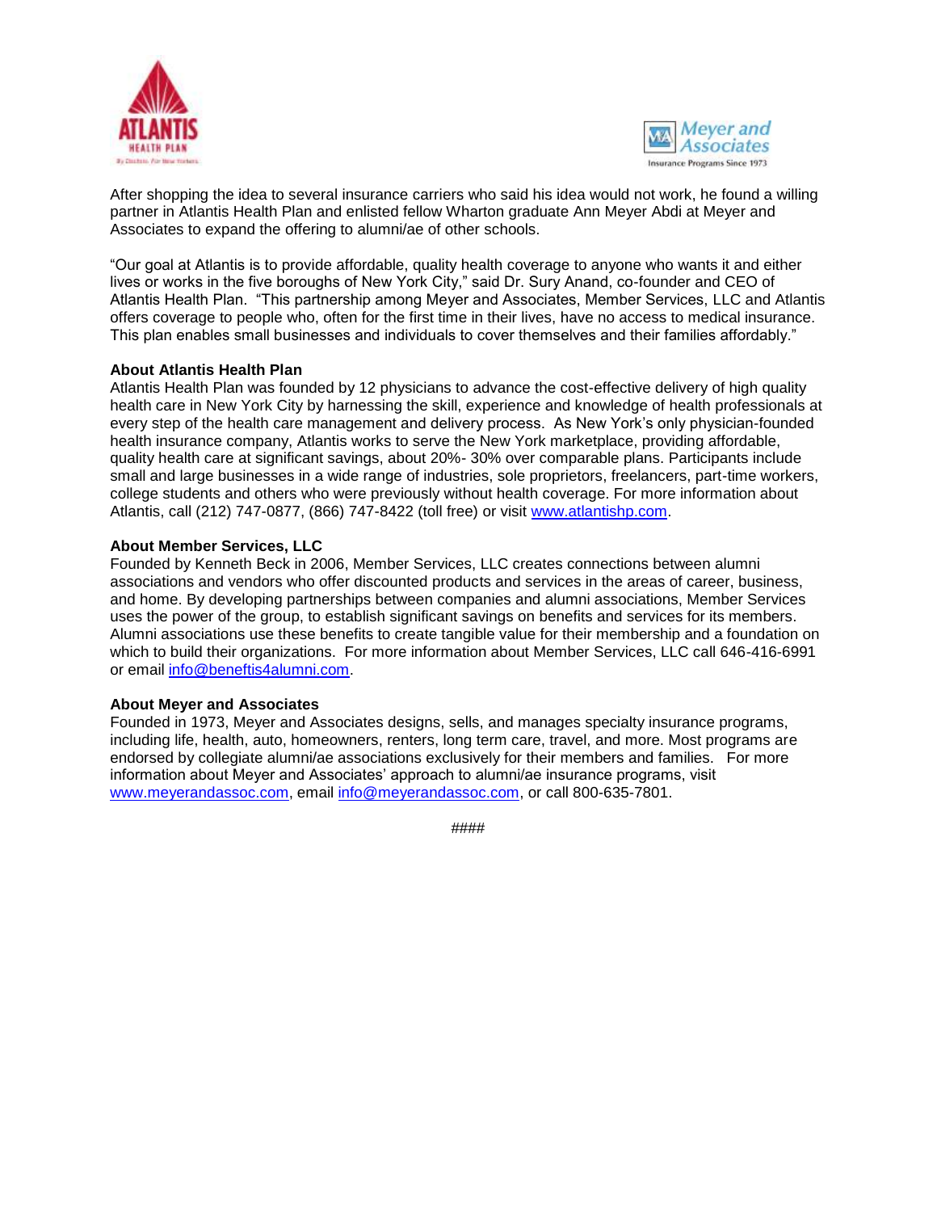After shopping the idea to several insurance carriers who said his idea would not work, he found a willing partner in Atlantis Health Plan and enlisted fellow Wharton graduate Ann Meyer Abdi at Meyer and Associates to expand the offering to alumni/ae of other schools.

"Our goal at Atlantis is to provide affordable, quality health coverage to anyone who wants it and either lives or works in the five boroughs of New York City," said Dr. Sury Anand, co-founder and CEO of Atlantis Health Plan. "This partnership among Meyer and Associates, Member Services, LLC and Atlantis offers coverage to people who, often for the first time in their lives, have no access to medical insurance. This plan enables small businesses and individuals to cover themselves and their families affordably."

**About Atlantis Health Plan**
Atlantis Health Plan was founded by 12 physicians to advance the cost-effective delivery of high quality health care in New York City by harnessing the skill, experience and knowledge of health professionals at every step of the health care management and delivery process. As New York's only physician-founded health insurance company, Atlantis works to serve the New York marketplace, providing affordable, quality health care at significant savings, about 20%- 30% over comparable plans. Participants include small and large businesses in a wide range of industries, sole proprietors, freelancers, part-time workers, college students and others who were previously without health coverage. For more information about Atlantis, call (212) 747-0877, (866) 747-8422 (toll free) or visit www.atlantishp.com.

**About Member Services, LLC**
Founded by Kenneth Beck in 2006, Member Services, LLC creates connections between alumni associations and vendors who offer discounted products and services in the areas of career, business, and home. By developing partnerships between companies and alumni associations, Member Services uses the power of the group, to establish significant savings on benefits and services for its members. Alumni associations use these benefits to create tangible value for their membership and a foundation on which to build their organizations. For more information about Member Services, LLC call 646-416-6991 or email info@beneftis4alumni.com.

**About Meyer and Associates**
Founded in 1973, Meyer and Associates designs, sells, and manages specialty insurance programs, including life, health, auto, homeowners, renters, long term care, travel, and more. Most programs are endorsed by collegiate alumni/ae associations exclusively for their members and families. For more information about Meyer and Associates' approach to alumni/ae insurance programs, visit www.meyerandassoc.com, email info@meyerandassoc.com, or call 800-635-7801.

####